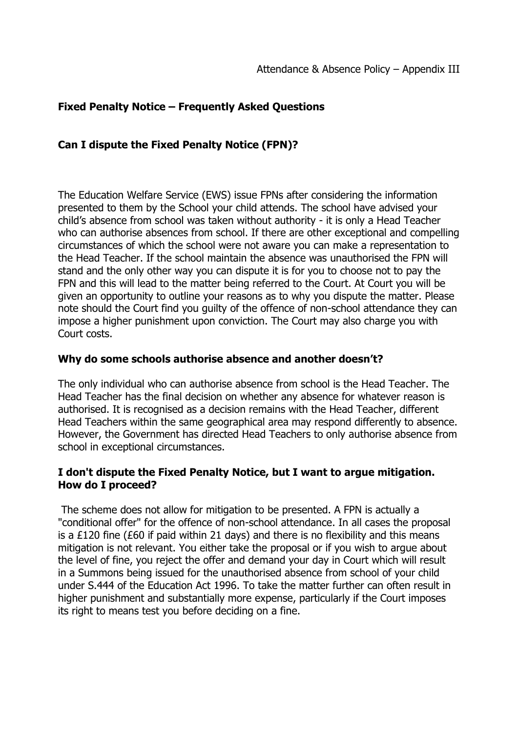Attendance & Absence Policy – Appendix III

## Fixed Penalty Notice – Frequently Asked Questions

### Can I dispute the Fixed Penalty Notice (FPN)?

The Education Welfare Service (EWS) issue FPNs after considering the information presented to them by the School your child attends. The school have advised your child's absence from school was taken without authority - it is only a Head Teacher who can authorise absences from school. If there are other exceptional and compelling circumstances of which the school were not aware you can make a representation to the Head Teacher. If the school maintain the absence was unauthorised the FPN will stand and the only other way you can dispute it is for you to choose not to pay the FPN and this will lead to the matter being referred to the Court. At Court you will be given an opportunity to outline your reasons as to why you dispute the matter. Please note should the Court find you guilty of the offence of non-school attendance they can impose a higher punishment upon conviction. The Court may also charge you with Court costs.

### Why do some schools authorise absence and another doesn't?

The only individual who can authorise absence from school is the Head Teacher. The Head Teacher has the final decision on whether any absence for whatever reason is authorised. It is recognised as a decision remains with the Head Teacher, different Head Teachers within the same geographical area may respond differently to absence. However, the Government has directed Head Teachers to only authorise absence from school in exceptional circumstances.

### I don't dispute the Fixed Penalty Notice, but I want to argue mitigation. How do I proceed?

The scheme does not allow for mitigation to be presented. A FPN is actually a "conditional offer" for the offence of non-school attendance. In all cases the proposal is a £120 fine (£60 if paid within 21 days) and there is no flexibility and this means mitigation is not relevant. You either take the proposal or if you wish to argue about the level of fine, you reject the offer and demand your day in Court which will result in a Summons being issued for the unauthorised absence from school of your child under S.444 of the Education Act 1996. To take the matter further can often result in higher punishment and substantially more expense, particularly if the Court imposes its right to means test you before deciding on a fine.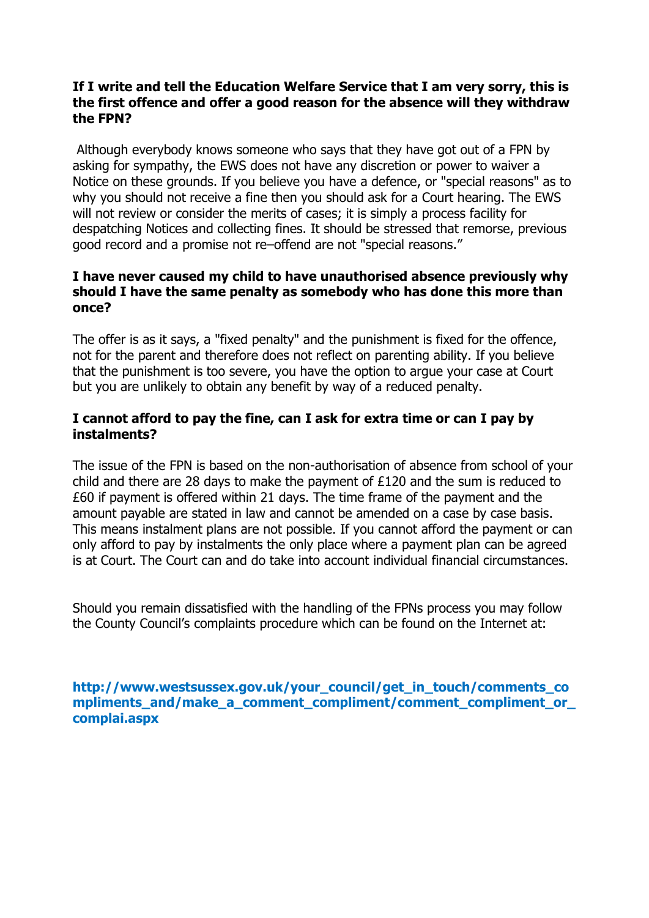**If I write and tell the Education Welfare Service that I am very sorry, this is the first offence and offer a good reason for the absence will they withdraw the FPN?**

Although everybody knows someone who says that they have got out of a FPN by asking for sympathy, the EWS does not have any discretion or power to waiver a Notice on these grounds. If you believe you have a defence, or "special reasons" as to why you should not receive a fine then you should ask for a Court hearing. The EWS will not review or consider the merits of cases; it is simply a process facility for despatching Notices and collecting fines. It should be stressed that remorse, previous good record and a promise not re–offend are not "special reasons."

**I have never caused my child to have unauthorised absence previously why should I have the same penalty as somebody who has done this more than once?**

The offer is as it says, a "fixed penalty" and the punishment is fixed for the offence, not for the parent and therefore does not reflect on parenting ability. If you believe that the punishment is too severe, you have the option to argue your case at Court but you are unlikely to obtain any benefit by way of a reduced penalty.

**I cannot afford to pay the fine, can I ask for extra time or can I pay by instalments?**

The issue of the FPN is based on the non-authorisation of absence from school of your child and there are 28 days to make the payment of £120 and the sum is reduced to £60 if payment is offered within 21 days. The time frame of the payment and the amount payable are stated in law and cannot be amended on a case by case basis. This means instalment plans are not possible. If you cannot afford the payment or can only afford to pay by instalments the only place where a payment plan can be agreed is at Court. The Court can and do take into account individual financial circumstances.

Should you remain dissatisfied with the handling of the FPNs process you may follow the County Council's complaints procedure which can be found on the Internet at:

**http://www.westsussex.gov.uk/your_council/get_in_touch/comments_compliments_and/make_a_comment_compliment/comment_compliment_or_complai.aspx**